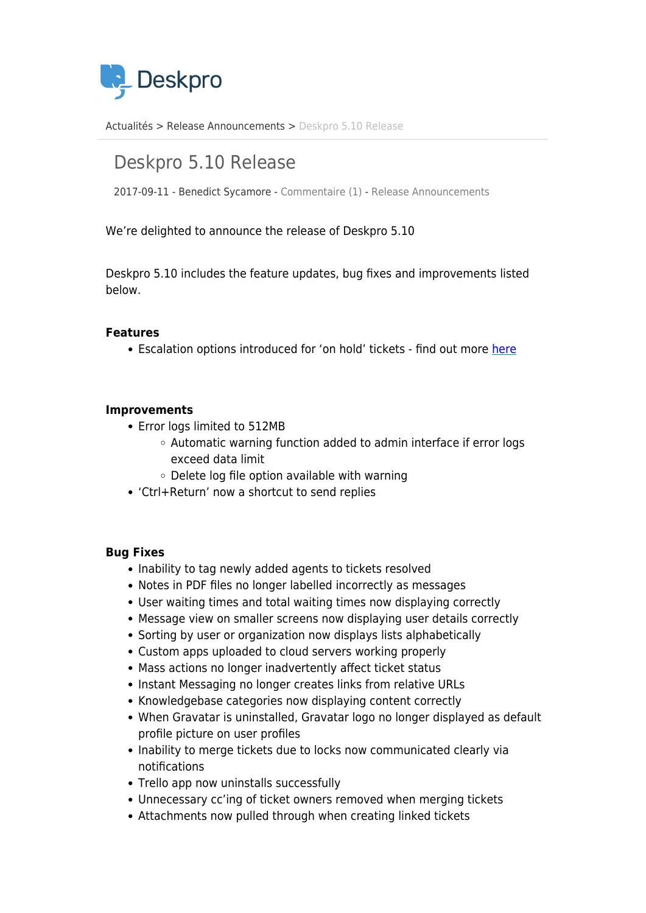Deskpro

Actualités > Release Announcements > Deskpro 5.10 Release

# Deskpro 5.10 Release

2017-09-11 - Benedict Sycamore - Commentaire (1) - Release Announcements

We're delighted to announce the release of Deskpro 5.10

Deskpro 5.10 includes the feature updates, bug fixes and improvements listed below.

**Features**

- Escalation options introduced for 'on hold' tickets - find out more [here]

**Improvements**

- Error logs limited to 512MB
  - Automatic warning function added to admin interface if error logs exceed data limit
  - Delete log file option available with warning
- 'Ctrl+Return' now a shortcut to send replies

**Bug Fixes**

- Inability to tag newly added agents to tickets resolved
- Notes in PDF files no longer labelled incorrectly as messages
- User waiting times and total waiting times now displaying correctly
- Message view on smaller screens now displaying user details correctly
- Sorting by user or organization now displays lists alphabetically
- Custom apps uploaded to cloud servers working properly
- Mass actions no longer inadvertently affect ticket status
- Instant Messaging no longer creates links from relative URLs
- Knowledgebase categories now displaying content correctly
- When Gravatar is uninstalled, Gravatar logo no longer displayed as default profile picture on user profiles
- Inability to merge tickets due to locks now communicated clearly via notifications
- Trello app now uninstalls successfully
- Unnecessary cc'ing of ticket owners removed when merging tickets
- Attachments now pulled through when creating linked tickets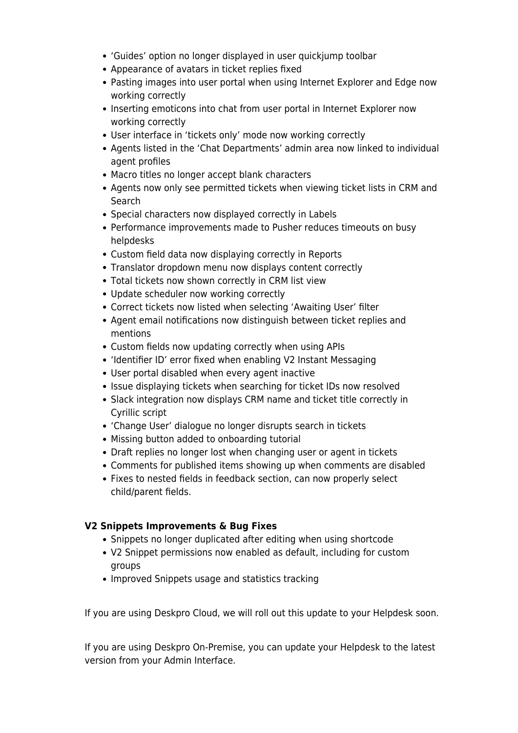- ‘Guides’ option no longer displayed in user quickjump toolbar
- Appearance of avatars in ticket replies fixed
- Pasting images into user portal when using Internet Explorer and Edge now working correctly
- Inserting emoticons into chat from user portal in Internet Explorer now working correctly
- User interface in ‘tickets only’ mode now working correctly
- Agents listed in the ‘Chat Departments’ admin area now linked to individual agent profiles
- Macro titles no longer accept blank characters
- Agents now only see permitted tickets when viewing ticket lists in CRM and Search
- Special characters now displayed correctly in Labels
- Performance improvements made to Pusher reduces timeouts on busy helpdesks
- Custom field data now displaying correctly in Reports
- Translator dropdown menu now displays content correctly
- Total tickets now shown correctly in CRM list view
- Update scheduler now working correctly
- Correct tickets now listed when selecting ‘Awaiting User’ filter
- Agent email notifications now distinguish between ticket replies and mentions
- Custom fields now updating correctly when using APIs
- ‘Identifier ID’ error fixed when enabling V2 Instant Messaging
- User portal disabled when every agent inactive
- Issue displaying tickets when searching for ticket IDs now resolved
- Slack integration now displays CRM name and ticket title correctly in Cyrillic script
- ‘Change User’ dialogue no longer disrupts search in tickets
- Missing button added to onboarding tutorial
- Draft replies no longer lost when changing user or agent in tickets
- Comments for published items showing up when comments are disabled
- Fixes to nested fields in feedback section, can now properly select child/parent fields.

**V2 Snippets Improvements & Bug Fixes**

- Snippets no longer duplicated after editing when using shortcode
- V2 Snippet permissions now enabled as default, including for custom groups
- Improved Snippets usage and statistics tracking

If you are using Deskpro Cloud, we will roll out this update to your Helpdesk soon.

If you are using Deskpro On-Premise, you can update your Helpdesk to the latest version from your Admin Interface.